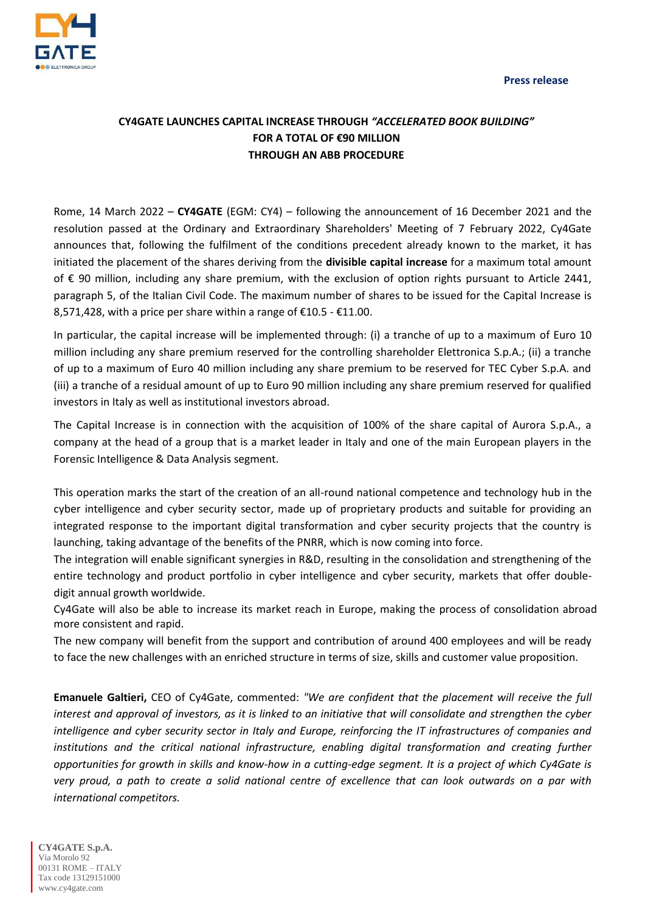**Press release**

# CY4GATE LAUNCHES CAPITAL INCREASE THROUGH *"ACCELERATED BOOK BUILDING"* FOR A TOTAL OF €90 MILLION THROUGH AN ABB PROCEDURE

Rome, 14 March 2022 – **CY4GATE** (EGM: CY4) – following the announcement of 16 December 2021 and the resolution passed at the Ordinary and Extraordinary Shareholders' Meeting of 7 February 2022, Cy4Gate announces that, following the fulfilment of the conditions precedent already known to the market, it has initiated the placement of the shares deriving from the **divisible capital increase** for a maximum total amount of € 90 million, including any share premium, with the exclusion of option rights pursuant to Article 2441, paragraph 5, of the Italian Civil Code. The maximum number of shares to be issued for the Capital Increase is 8,571,428, with a price per share within a range of €10.5 - €11.00.

In particular, the capital increase will be implemented through: (i) a tranche of up to a maximum of Euro 10 million including any share premium reserved for the controlling shareholder Elettronica S.p.A.; (ii) a tranche of up to a maximum of Euro 40 million including any share premium to be reserved for TEC Cyber S.p.A. and (iii) a tranche of a residual amount of up to Euro 90 million including any share premium reserved for qualified investors in Italy as well as institutional investors abroad.

The Capital Increase is in connection with the acquisition of 100% of the share capital of Aurora S.p.A., a company at the head of a group that is a market leader in Italy and one of the main European players in the Forensic Intelligence & Data Analysis segment.

This operation marks the start of the creation of an all-round national competence and technology hub in the cyber intelligence and cyber security sector, made up of proprietary products and suitable for providing an integrated response to the important digital transformation and cyber security projects that the country is launching, taking advantage of the benefits of the PNRR, which is now coming into force.

The integration will enable significant synergies in R&D, resulting in the consolidation and strengthening of the entire technology and product portfolio in cyber intelligence and cyber security, markets that offer double-digit annual growth worldwide.

Cy4Gate will also be able to increase its market reach in Europe, making the process of consolidation abroad more consistent and rapid.

The new company will benefit from the support and contribution of around 400 employees and will be ready to face the new challenges with an enriched structure in terms of size, skills and customer value proposition.

**Emanuele Galtieri,** CEO of Cy4Gate, commented: *"We are confident that the placement will receive the full interest and approval of investors, as it is linked to an initiative that will consolidate and strengthen the cyber intelligence and cyber security sector in Italy and Europe, reinforcing the IT infrastructures of companies and institutions and the critical national infrastructure, enabling digital transformation and creating further opportunities for growth in skills and know-how in a cutting-edge segment. It is a project of which Cy4Gate is very proud, a path to create a solid national centre of excellence that can look outwards on a par with international competitors.*

**CY4GATE S.p.A.**
Via Morolo 92
00131 ROME – ITALY
Tax code 13129151000
www.cy4gate.com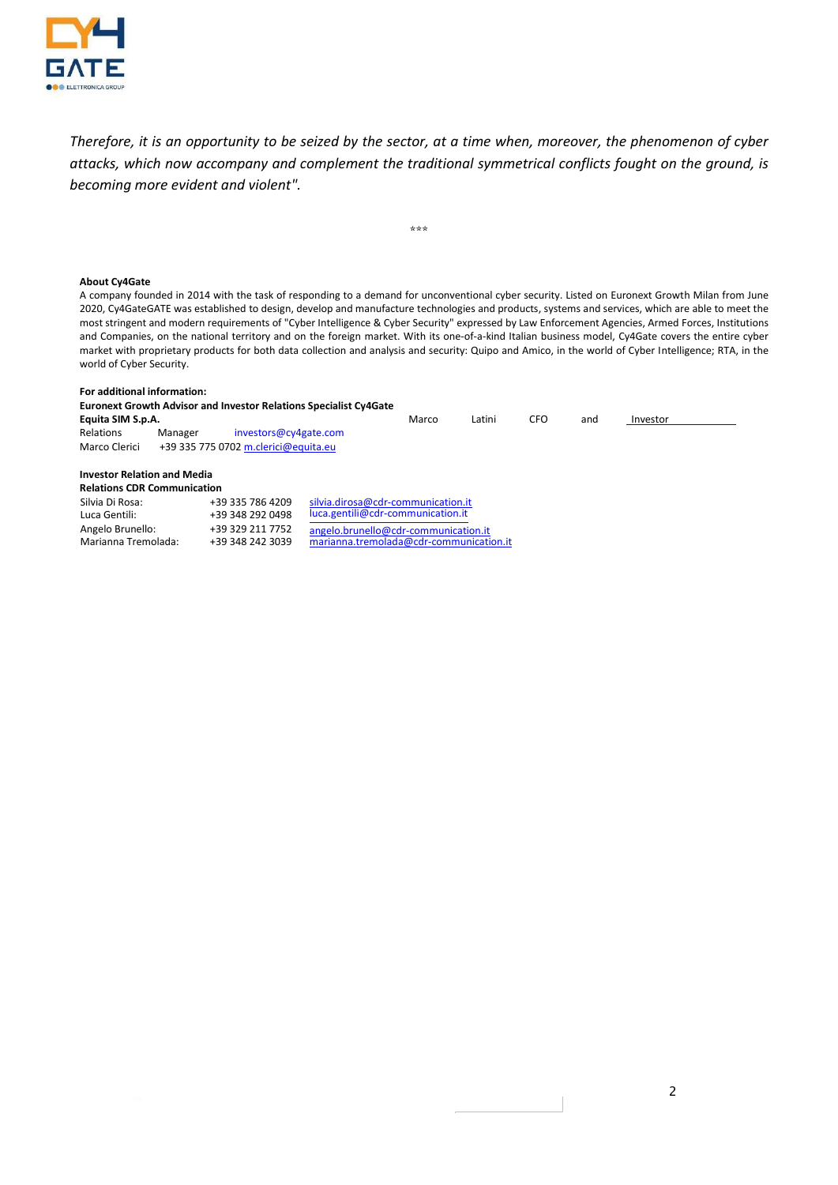*Therefore, it is an opportunity to be seized by the sector, at a time when, moreover, the phenomenon of cyber attacks, which now accompany and complement the traditional symmetrical conflicts fought on the ground, is becoming more evident and violent".*

\*\*\*

**About Cy4Gate**

A company founded in 2014 with the task of responding to a demand for unconventional cyber security. Listed on Euronext Growth Milan from June 2020, Cy4GateGATE was established to design, develop and manufacture technologies and products, systems and services, which are able to meet the most stringent and modern requirements of "Cyber Intelligence & Cyber Security" expressed by Law Enforcement Agencies, Armed Forces, Institutions and Companies, on the national territory and on the foreign market. With its one-of-a-kind Italian business model, Cy4Gate covers the entire cyber market with proprietary products for both data collection and analysis and security: Quipo and Amico, in the world of Cyber Intelligence; RTA, in the world of Cyber Security.

**For additional information:**

**Euronext Growth Advisor and Investor Relations Specialist Cy4Gate**

**Equita SIM S.p.A.**

Marco Clerici +39 335 775 0702 m.clerici@equita.eu

Marco Latini CFO and Investor Relations Manager investors@cy4gate.com

**Investor Relation and Media Relations CDR Communication**

| | | |
|---|---|---|
| Silvia Di Rosa: | +39 335 786 4209 | silvia.dirosa@cdr-communication.it |
| Luca Gentili: | +39 348 292 0498 | luca.gentili@cdr-communication.it |
| Angelo Brunello: | +39 329 211 7752 | angelo.brunello@cdr-communication.it |
| Marianna Tremolada: | +39 348 242 3039 | marianna.tremolada@cdr-communication.it |